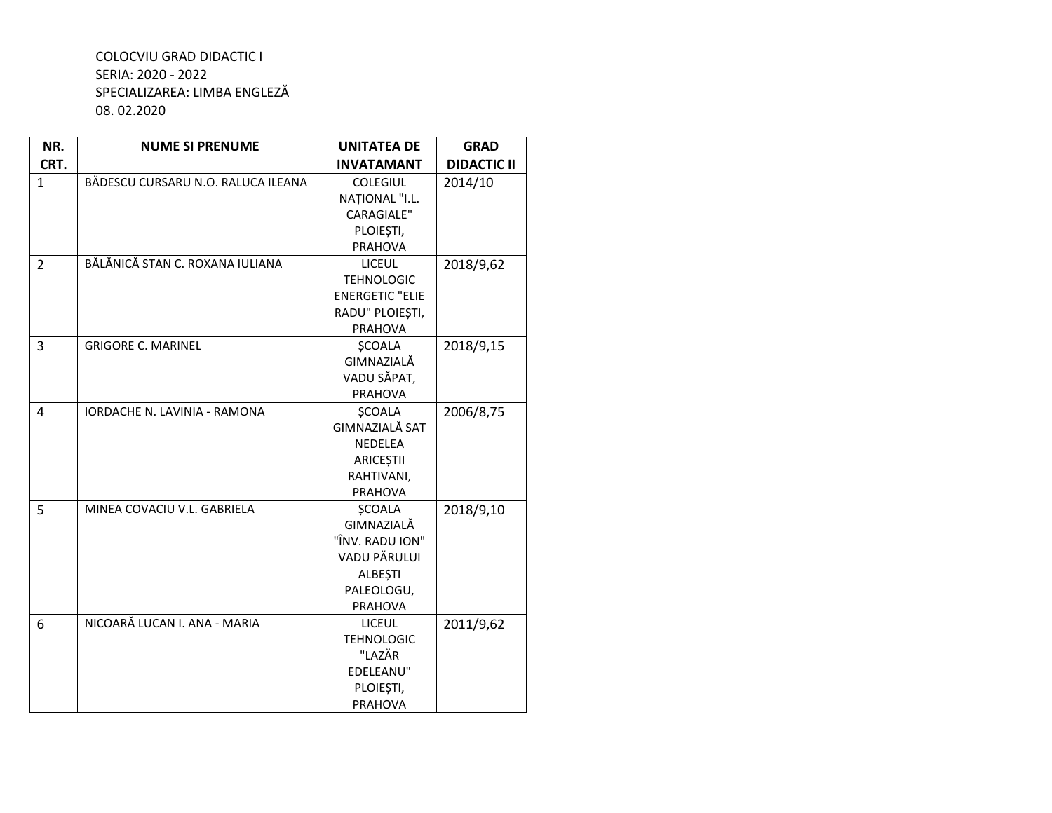COLOCVIU GRAD DIDACTIC I
SERIA: 2020 - 2022
SPECIALIZAREA: LIMBA ENGLEZĂ
08. 02.2020

| NR. CRT. | NUME SI PRENUME | UNITATEA DE INVATAMANT | GRAD DIDACTIC II |
|---|---|---|---|
| 1 | BĂDESCU CURSARU N.O. RALUCA ILEANA | COLEGIUL NAȚIONAL "I.L. CARAGIALE" PLOIEȘTI, PRAHOVA | 2014/10 |
| 2 | BĂLĂNICĂ STAN C. ROXANA IULIANA | LICEUL TEHNOLOGIC ENERGETIC "ELIE RADU" PLOIEȘTI, PRAHOVA | 2018/9,62 |
| 3 | GRIGORE C. MARINEL | ȘCOALA GIMNAZIALĂ VADU SĂPAT, PRAHOVA | 2018/9,15 |
| 4 | IORDACHE N. LAVINIA - RAMONA | ȘCOALA GIMNAZIALĂ SAT NEDELEA ARICEȘTII RAHTIVANI, PRAHOVA | 2006/8,75 |
| 5 | MINEA COVACIU V.L. GABRIELA | ȘCOALA GIMNAZIALĂ "ÎNV. RADU ION" VADU PĂRULUI ALBEȘTI PALEOLOGU, PRAHOVA | 2018/9,10 |
| 6 | NICOARĂ LUCAN I. ANA - MARIA | LICEUL TEHNOLOGIC "LAZĂR EDELEANU" PLOIEȘTI, PRAHOVA | 2011/9,62 |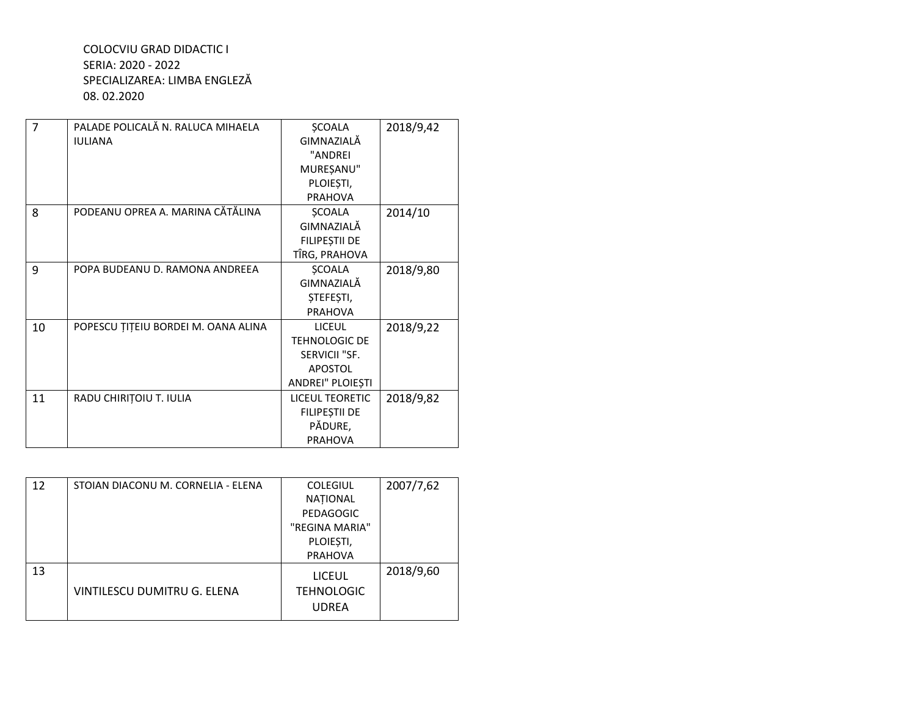COLOCVIU GRAD DIDACTIC I
SERIA: 2020 - 2022
SPECIALIZAREA: LIMBA ENGLEZĂ
08. 02.2020

| | | | |
|---|---|---|---|
| 7 | PALADE POLICALĂ N. RALUCA MIHAELA IULIANA | ȘCOALA GIMNAZIALĂ "ANDREI MUREȘANU" PLOIEȘTI, PRAHOVA | 2018/9,42 |
| 8 | PODEANU OPREA A. MARINA CĂTĂLINA | ȘCOALA GIMNAZIALĂ FILIPEȘTII DE TÎRG, PRAHOVA | 2014/10 |
| 9 | POPA BUDEANU D. RAMONA ANDREEA | ȘCOALA GIMNAZIALĂ ȘTEFEȘTI, PRAHOVA | 2018/9,80 |
| 10 | POPESCU ȚIȚEIU BORDEI M. OANA ALINA | LICEUL TEHNOLOGIC DE SERVICII "SF. APOSTOL ANDREI" PLOIEȘTI | 2018/9,22 |
| 11 | RADU CHIRIȚOIU T. IULIA | LICEUL TEORETIC FILIPEȘTII DE PĂDURE, PRAHOVA | 2018/9,82 |
| 12 | STOIAN DIACONU M. CORNELIA - ELENA | COLEGIUL NAȚIONAL PEDAGOGIC "REGINA MARIA" PLOIEȘTI, PRAHOVA | 2007/7,62 |
| 13 | VINTILESCU DUMITRU G. ELENA | LICEUL TEHNOLOGIC UDREA | 2018/9,60 |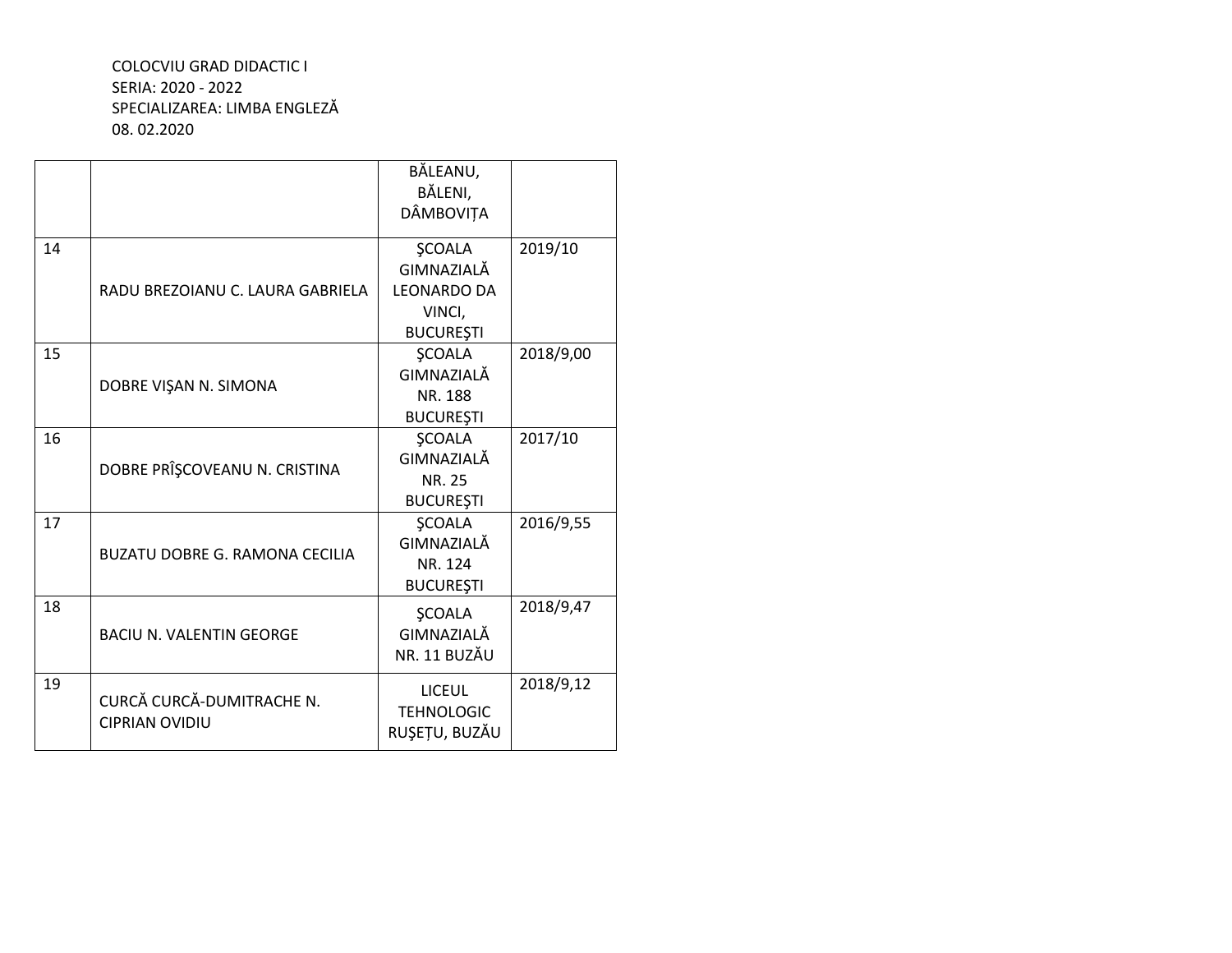COLOCVIU GRAD DIDACTIC I
SERIA: 2020 - 2022
SPECIALIZAREA: LIMBA ENGLEZĂ
08. 02.2020

| | | | |
|---|---|---|---|
| | | BĂLEANU, BĂLENI, DÂMBOVIȚA | |
| 14 | RADU BREZOIANU C. LAURA GABRIELA | ŞCOALA GIMNAZIALĂ LEONARDO DA VINCI, BUCUREŞTI | 2019/10 |
| 15 | DOBRE VIŞAN N. SIMONA | ŞCOALA GIMNAZIALĂ NR. 188 BUCUREŞTI | 2018/9,00 |
| 16 | DOBRE PRÎŞCOVEANU N. CRISTINA | ŞCOALA GIMNAZIALĂ NR. 25 BUCUREŞTI | 2017/10 |
| 17 | BUZATU DOBRE G. RAMONA CECILIA | ŞCOALA GIMNAZIALĂ NR. 124 BUCUREŞTI | 2016/9,55 |
| 18 | BACIU N. VALENTIN GEORGE | ŞCOALA GIMNAZIALĂ NR. 11 BUZĂU | 2018/9,47 |
| 19 | CURCĂ CURCĂ-DUMITRACHE N. CIPRIAN OVIDIU | LICEUL TEHNOLOGIC RUŞEȚU, BUZĂU | 2018/9,12 |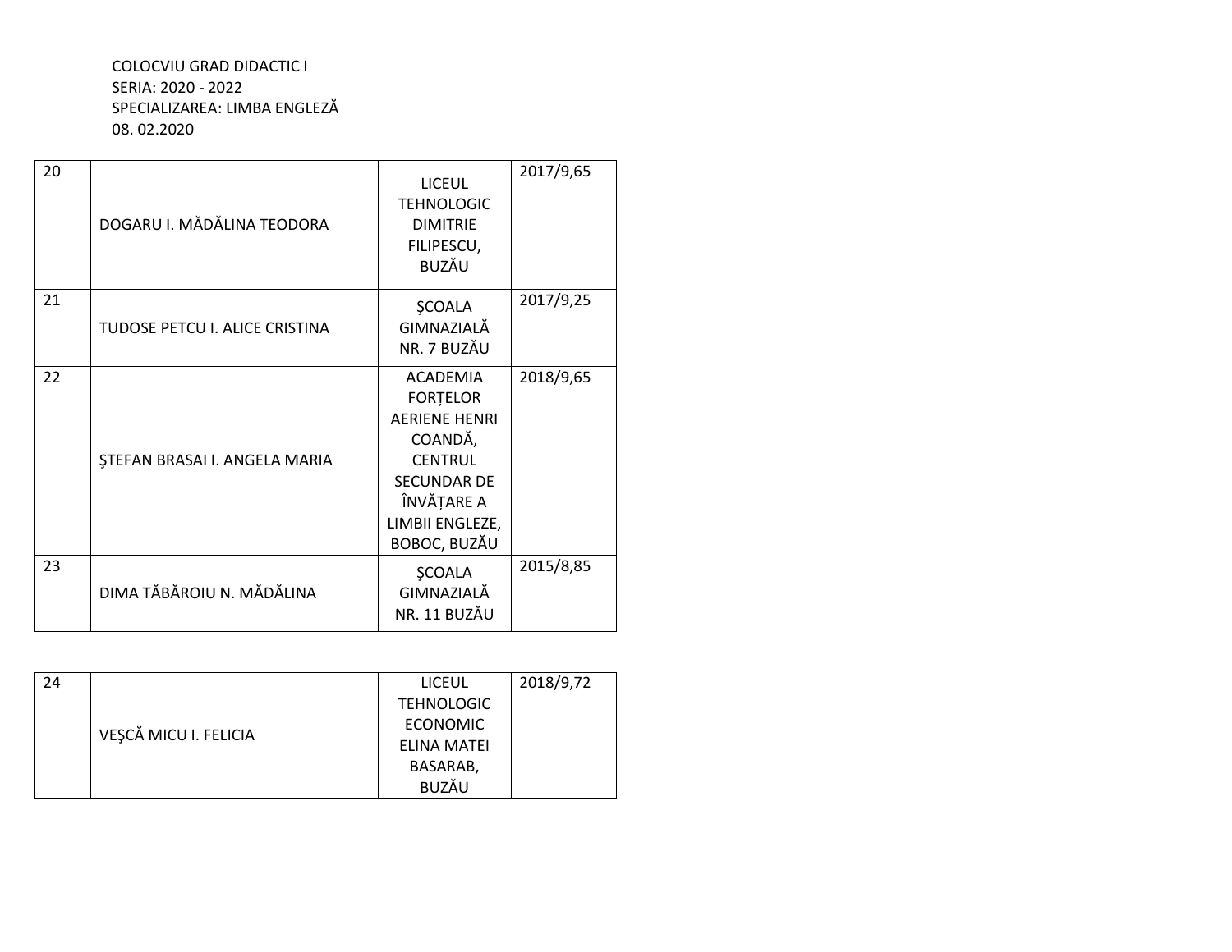COLOCVIU GRAD DIDACTIC I
SERIA: 2020 - 2022
SPECIALIZAREA: LIMBA ENGLEZĂ
08. 02.2020

| | | | |
|---|---|---|---|
| 20 | DOGARU I. MĂDĂLINA TEODORA | LICEUL TEHNOLOGIC DIMITRIE FILIPESCU, BUZĂU | 2017/9,65 |
| 21 | TUDOSE PETCU I. ALICE CRISTINA | ŞCOALA GIMNAZIALĂ NR. 7 BUZĂU | 2017/9,25 |
| 22 | ŞTEFAN BRASAI I. ANGELA MARIA | ACADEMIA FORȚELOR AERIENE HENRI COANDĂ, CENTRUL SECUNDAR DE ÎNVĂȚARE A LIMBII ENGLEZE, BOBOC, BUZĂU | 2018/9,65 |
| 23 | DIMA TĂBĂROIU N. MĂDĂLINA | ŞCOALA GIMNAZIALĂ NR. 11 BUZĂU | 2015/8,85 |

| | | | |
|---|---|---|---|
| 24 | VEŞCĂ MICU I. FELICIA | LICEUL TEHNOLOGIC ECONOMIC ELINA MATEI BASARAB, BUZĂU | 2018/9,72 |